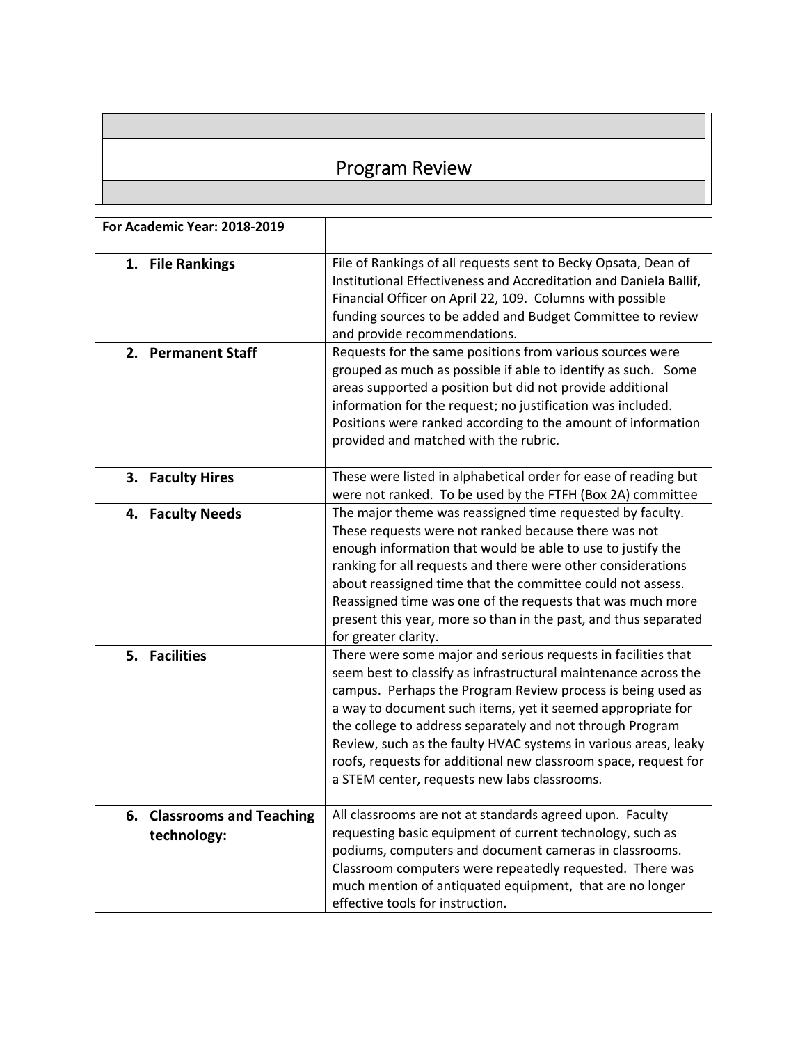# Program Review

| For Academic Year: 2018-2019 | |
|---|---|
| **1. File Rankings** | File of Rankings of all requests sent to Becky Opsata, Dean of Institutional Effectiveness and Accreditation and Daniela Ballif, Financial Officer on April 22, 109. Columns with possible funding sources to be added and Budget Committee to review and provide recommendations. |
| **2. Permanent Staff** | Requests for the same positions from various sources were grouped as much as possible if able to identify as such. Some areas supported a position but did not provide additional information for the request; no justification was included. Positions were ranked according to the amount of information provided and matched with the rubric. |
| **3. Faculty Hires** | These were listed in alphabetical order for ease of reading but were not ranked. To be used by the FTFH (Box 2A) committee |
| **4. Faculty Needs** | The major theme was reassigned time requested by faculty. These requests were not ranked because there was not enough information that would be able to use to justify the ranking for all requests and there were other considerations about reassigned time that the committee could not assess. Reassigned time was one of the requests that was much more present this year, more so than in the past, and thus separated for greater clarity. |
| **5. Facilities** | There were some major and serious requests in facilities that seem best to classify as infrastructural maintenance across the campus. Perhaps the Program Review process is being used as a way to document such items, yet it seemed appropriate for the college to address separately and not through Program Review, such as the faulty HVAC systems in various areas, leaky roofs, requests for additional new classroom space, request for a STEM center, requests new labs classrooms. |
| **6. Classrooms and Teaching technology:** | All classrooms are not at standards agreed upon. Faculty requesting basic equipment of current technology, such as podiums, computers and document cameras in classrooms. Classroom computers were repeatedly requested. There was much mention of antiquated equipment, that are no longer effective tools for instruction. |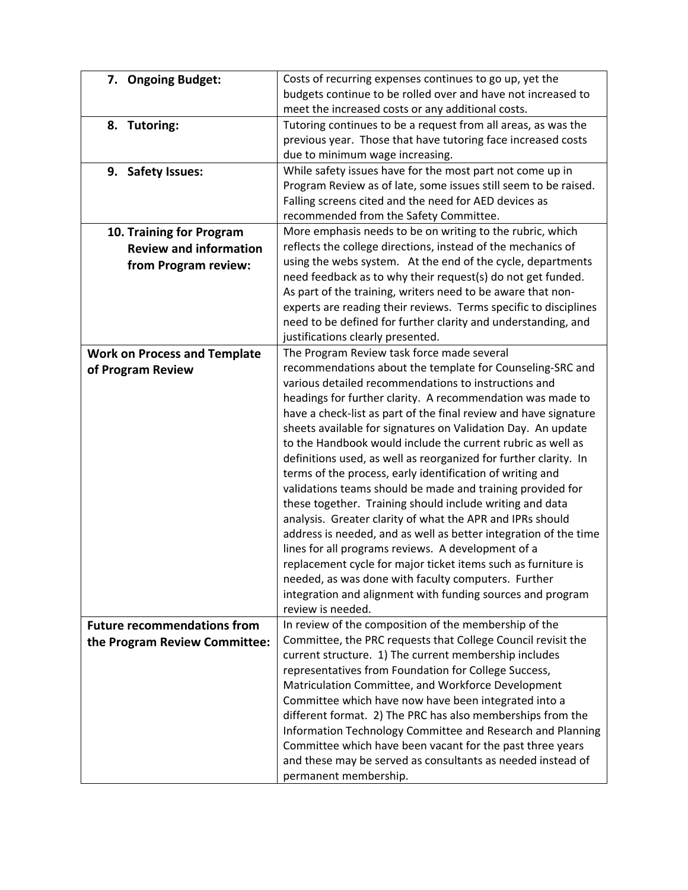| | |
|---|---|
| **7. Ongoing Budget:** | Costs of recurring expenses continues to go up, yet the budgets continue to be rolled over and have not increased to meet the increased costs or any additional costs. |
| **8. Tutoring:** | Tutoring continues to be a request from all areas, as was the previous year. Those that have tutoring face increased costs due to minimum wage increasing. |
| **9. Safety Issues:** | While safety issues have for the most part not come up in Program Review as of late, some issues still seem to be raised. Falling screens cited and the need for AED devices as recommended from the Safety Committee. |
| **10. Training for Program Review and information from Program review:** | More emphasis needs to be on writing to the rubric, which reflects the college directions, instead of the mechanics of using the webs system. At the end of the cycle, departments need feedback as to why their request(s) do not get funded. As part of the training, writers need to be aware that non-experts are reading their reviews. Terms specific to disciplines need to be defined for further clarity and understanding, and justifications clearly presented. |
| **Work on Process and Template of Program Review** | The Program Review task force made several recommendations about the template for Counseling-SRC and various detailed recommendations to instructions and headings for further clarity. A recommendation was made to have a check-list as part of the final review and have signature sheets available for signatures on Validation Day. An update to the Handbook would include the current rubric as well as definitions used, as well as reorganized for further clarity. In terms of the process, early identification of writing and validations teams should be made and training provided for these together. Training should include writing and data analysis. Greater clarity of what the APR and IPRs should address is needed, and as well as better integration of the time lines for all programs reviews. A development of a replacement cycle for major ticket items such as furniture is needed, as was done with faculty computers. Further integration and alignment with funding sources and program review is needed. |
| **Future recommendations from the Program Review Committee:** | In review of the composition of the membership of the Committee, the PRC requests that College Council revisit the current structure. 1) The current membership includes representatives from Foundation for College Success, Matriculation Committee, and Workforce Development Committee which have now have been integrated into a different format. 2) The PRC has also memberships from the Information Technology Committee and Research and Planning Committee which have been vacant for the past three years and these may be served as consultants as needed instead of permanent membership. |